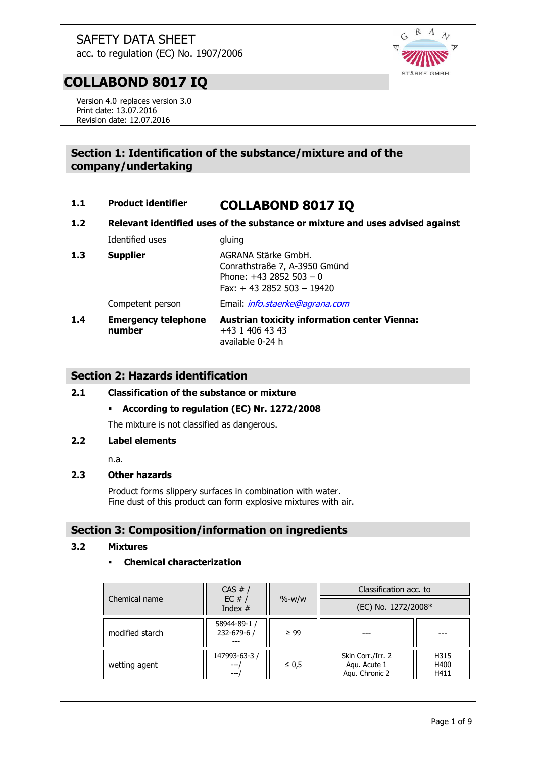SAFETY DATA SHEET
acc. to regulation (EC) No. 1907/2006

# COLLABOND 8017 IQ

Version 4.0 replaces version 3.0
Print date: 13.07.2016
Revision date: 12.07.2016

## Section 1: Identification of the substance/mixture and of the company/undertaking

**1.1** **Product identifier** **COLLABOND 8017 IQ**

**1.2** **Relevant identified uses of the substance or mixture and uses advised against**

Identified uses: gluing

**1.3** **Supplier**

AGRANA Stärke GmbH.
Conrathstraße 7, A-3950 Gmünd
Phone: +43 2852 503 – 0
Fax: + 43 2852 503 – 19420

Competent person: Email: *info.staerke@agrana.com*

**1.4** **Emergency telephone number**

**Austrian toxicity information center Vienna:**
+43 1 406 43 43
available 0-24 h

## Section 2: Hazards identification

**2.1** **Classification of the substance or mixture**

- **According to regulation (EC) Nr. 1272/2008**

The mixture is not classified as dangerous.

**2.2** **Label elements**

n.a.

**2.3** **Other hazards**

Product forms slippery surfaces in combination with water.
Fine dust of this product can form explosive mixtures with air.

## Section 3: Composition/information on ingredients

**3.2** **Mixtures**

- **Chemical characterization**

| Chemical name | CAS # / EC # / Index # | %-w/w | Classification acc. to (EC) No. 1272/2008* | |
|---|---|---|---|---|
| modified starch | 58944-89-1 / 232-679-6 / --- | ≥ 99 | --- | --- |
| wetting agent | 147993-63-3 / ---/ ---/ | ≤ 0,5 | Skin Corr./Irr. 2<br>Aqu. Acute 1<br>Aqu. Chronic 2 | H315<br>H400<br>H411 |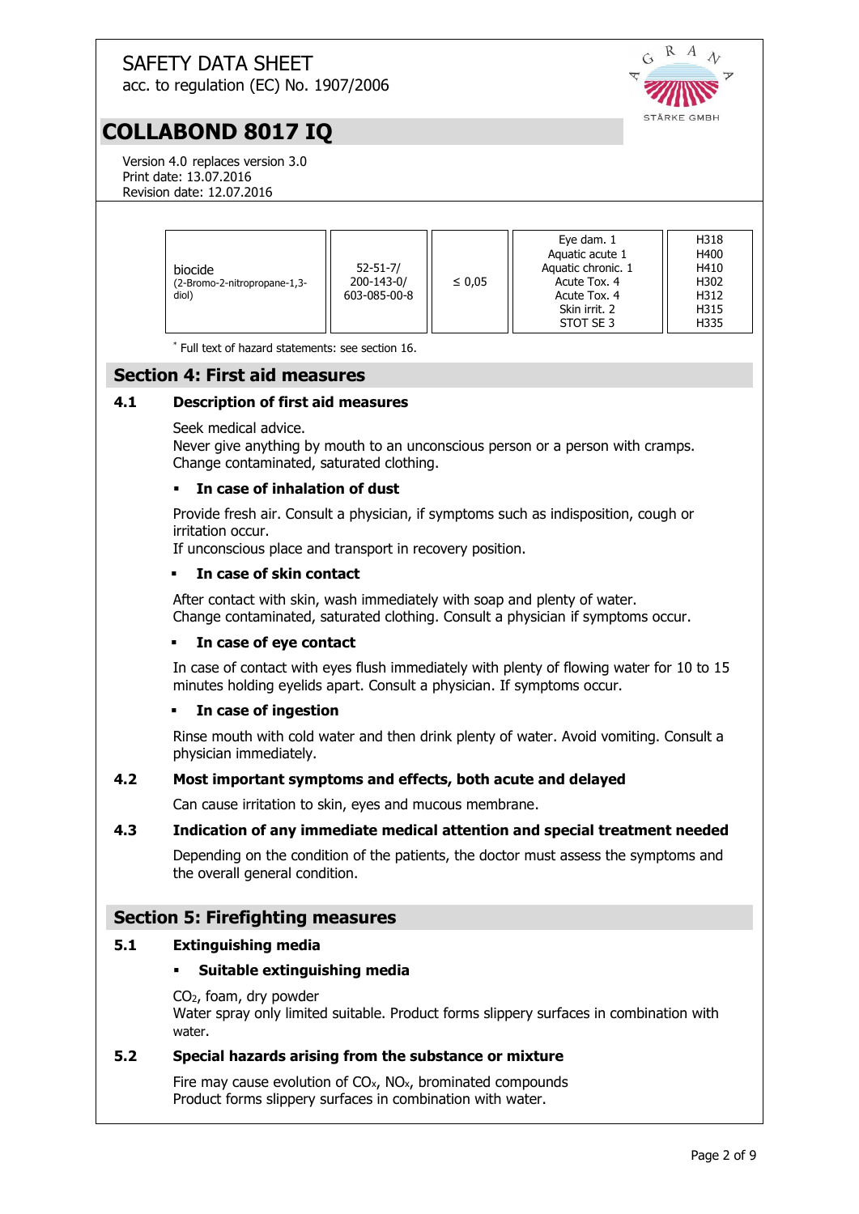# SAFETY DATA SHEET

acc. to regulation (EC) No. 1907/2006

## COLLABOND 8017 IQ

Version 4.0 replaces version 3.0
Print date: 13.07.2016
Revision date: 12.07.2016

| | | | | |
|---|---|---|---|---|
| biocide (2-Bromo-2-nitropropane-1,3-diol) | 52-51-7/ 200-143-0/ 603-085-00-8 | ≤ 0,05 | Eye dam. 1<br>Aquatic acute 1<br>Aquatic chronic. 1<br>Acute Tox. 4<br>Acute Tox. 4<br>Skin irrit. 2<br>STOT SE 3 | H318<br>H400<br>H410<br>H302<br>H312<br>H315<br>H335 |

* Full text of hazard statements: see section 16.

## Section 4: First aid measures

### 4.1 Description of first aid measures

Seek medical advice.
Never give anything by mouth to an unconscious person or a person with cramps.
Change contaminated, saturated clothing.

- **In case of inhalation of dust**

Provide fresh air. Consult a physician, if symptoms such as indisposition, cough or irritation occur.
If unconscious place and transport in recovery position.

- **In case of skin contact**

After contact with skin, wash immediately with soap and plenty of water.
Change contaminated, saturated clothing. Consult a physician if symptoms occur.

- **In case of eye contact**

In case of contact with eyes flush immediately with plenty of flowing water for 10 to 15 minutes holding eyelids apart. Consult a physician. If symptoms occur.

- **In case of ingestion**

Rinse mouth with cold water and then drink plenty of water. Avoid vomiting. Consult a physician immediately.

### 4.2 Most important symptoms and effects, both acute and delayed

Can cause irritation to skin, eyes and mucous membrane.

### 4.3 Indication of any immediate medical attention and special treatment needed

Depending on the condition of the patients, the doctor must assess the symptoms and the overall general condition.

## Section 5: Firefighting measures

### 5.1 Extinguishing media

- **Suitable extinguishing media**

$CO_2$, foam, dry powder
Water spray only limited suitable. Product forms slippery surfaces in combination with water.

### 5.2 Special hazards arising from the substance or mixture

Fire may cause evolution of $CO_x$, $NO_x$, brominated compounds
Product forms slippery surfaces in combination with water.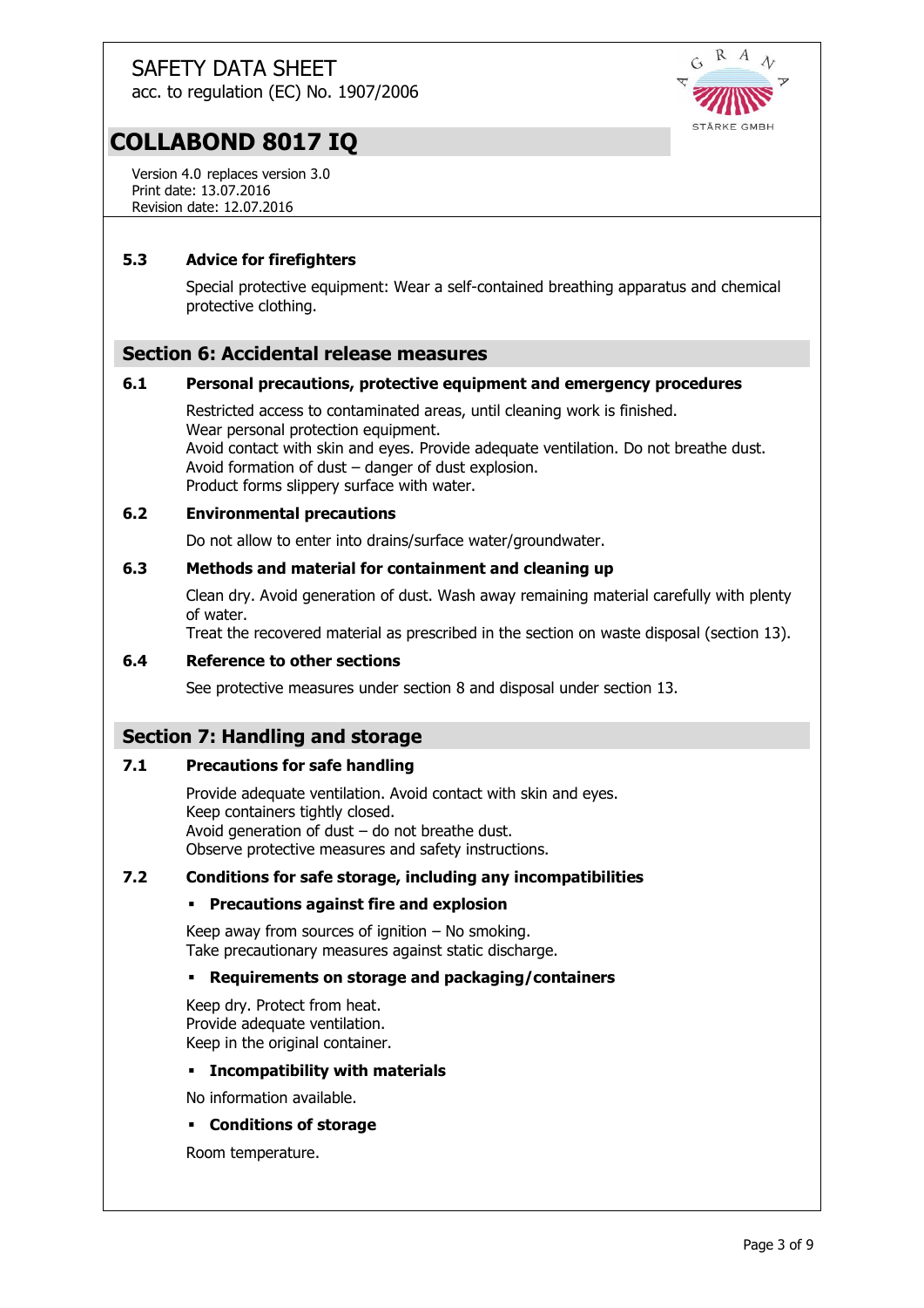### 5.3 Advice for firefighters

Special protective equipment: Wear a self-contained breathing apparatus and chemical protective clothing.

## Section 6: Accidental release measures

### 6.1 Personal precautions, protective equipment and emergency procedures

Restricted access to contaminated areas, until cleaning work is finished.
Wear personal protection equipment.
Avoid contact with skin and eyes. Provide adequate ventilation. Do not breathe dust.
Avoid formation of dust – danger of dust explosion.
Product forms slippery surface with water.

### 6.2 Environmental precautions

Do not allow to enter into drains/surface water/groundwater.

### 6.3 Methods and material for containment and cleaning up

Clean dry. Avoid generation of dust. Wash away remaining material carefully with plenty of water.
Treat the recovered material as prescribed in the section on waste disposal (section 13).

### 6.4 Reference to other sections

See protective measures under section 8 and disposal under section 13.

## Section 7: Handling and storage

### 7.1 Precautions for safe handling

Provide adequate ventilation. Avoid contact with skin and eyes.
Keep containers tightly closed.
Avoid generation of dust – do not breathe dust.
Observe protective measures and safety instructions.

### 7.2 Conditions for safe storage, including any incompatibilities

- **Precautions against fire and explosion**

Keep away from sources of ignition – No smoking.
Take precautionary measures against static discharge.

- **Requirements on storage and packaging/containers**

Keep dry. Protect from heat.
Provide adequate ventilation.
Keep in the original container.

- **Incompatibility with materials**

No information available.

- **Conditions of storage**

Room temperature.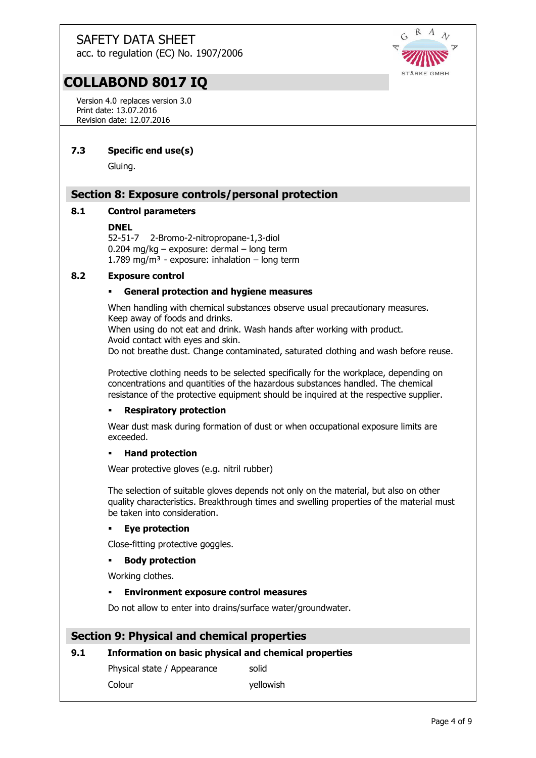### 7.3 Specific end use(s)

Gluing.

## Section 8: Exposure controls/personal protection

### 8.1 Control parameters

**DNEL**

52-51-7 2-Bromo-2-nitropropane-1,3-diol
0.204 mg/kg – exposure: dermal – long term
1.789 mg/m³ - exposure: inhalation – long term

### 8.2 Exposure control

- **General protection and hygiene measures**

When handling with chemical substances observe usual precautionary measures.
Keep away of foods and drinks.
When using do not eat and drink. Wash hands after working with product.
Avoid contact with eyes and skin.
Do not breathe dust. Change contaminated, saturated clothing and wash before reuse.

Protective clothing needs to be selected specifically for the workplace, depending on concentrations and quantities of the hazardous substances handled. The chemical resistance of the protective equipment should be inquired at the respective supplier.

- **Respiratory protection**

Wear dust mask during formation of dust or when occupational exposure limits are exceeded.

- **Hand protection**

Wear protective gloves (e.g. nitril rubber)

The selection of suitable gloves depends not only on the material, but also on other quality characteristics. Breakthrough times and swelling properties of the material must be taken into consideration.

- **Eye protection**

Close-fitting protective goggles.

- **Body protection**

Working clothes.

- **Environment exposure control measures**

Do not allow to enter into drains/surface water/groundwater.

## Section 9: Physical and chemical properties

### 9.1 Information on basic physical and chemical properties

| | |
|---|---|
| Physical state / Appearance | solid |
| Colour | yellowish |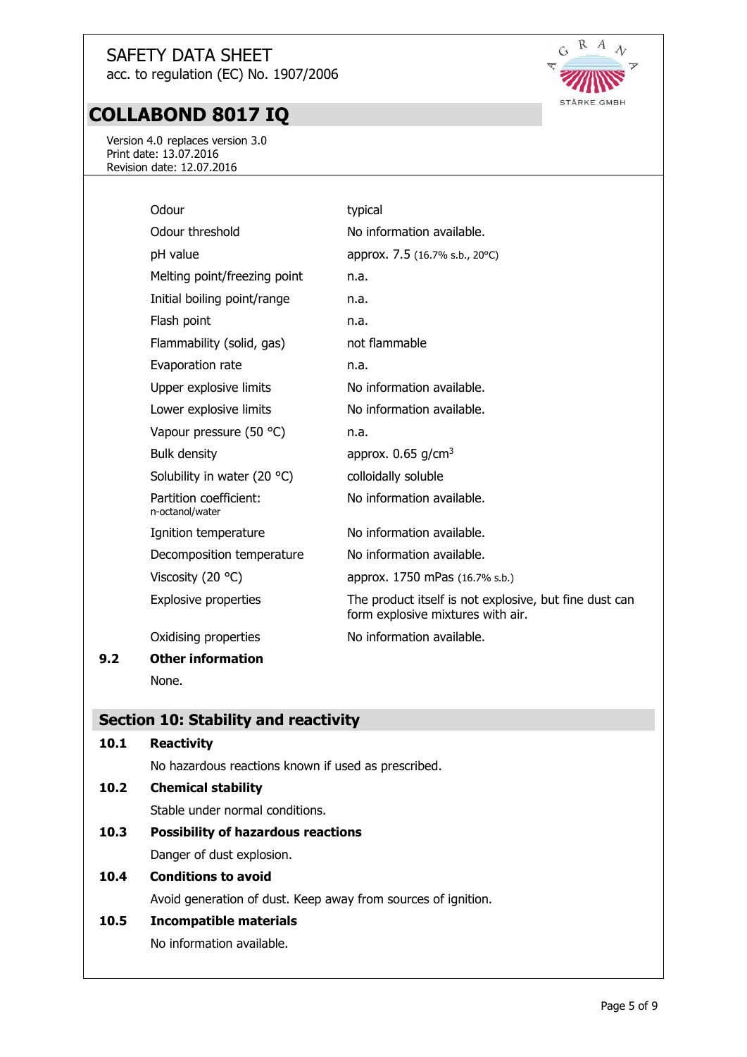| | |
|---|---|
| Odour | typical |
| Odour threshold | No information available. |
| pH value | approx. 7.5 (16.7% s.b., 20°C) |
| Melting point/freezing point | n.a. |
| Initial boiling point/range | n.a. |
| Flash point | n.a. |
| Flammability (solid, gas) | not flammable |
| Evaporation rate | n.a. |
| Upper explosive limits | No information available. |
| Lower explosive limits | No information available. |
| Vapour pressure (50 °C) | n.a. |
| Bulk density | approx. 0.65 g/cm$^3$ |
| Solubility in water (20 °C) | colloidally soluble |
| Partition coefficient: n-octanol/water | No information available. |
| Ignition temperature | No information available. |
| Decomposition temperature | No information available. |
| Viscosity (20 °C) | approx. 1750 mPas (16.7% s.b.) |
| Explosive properties | The product itself is not explosive, but fine dust can form explosive mixtures with air. |
| Oxidising properties | No information available. |

### 9.2 Other information

None.

## Section 10: Stability and reactivity

### 10.1 Reactivity

No hazardous reactions known if used as prescribed.

### 10.2 Chemical stability

Stable under normal conditions.

### 10.3 Possibility of hazardous reactions

Danger of dust explosion.

### 10.4 Conditions to avoid

Avoid generation of dust. Keep away from sources of ignition.

### 10.5 Incompatible materials

No information available.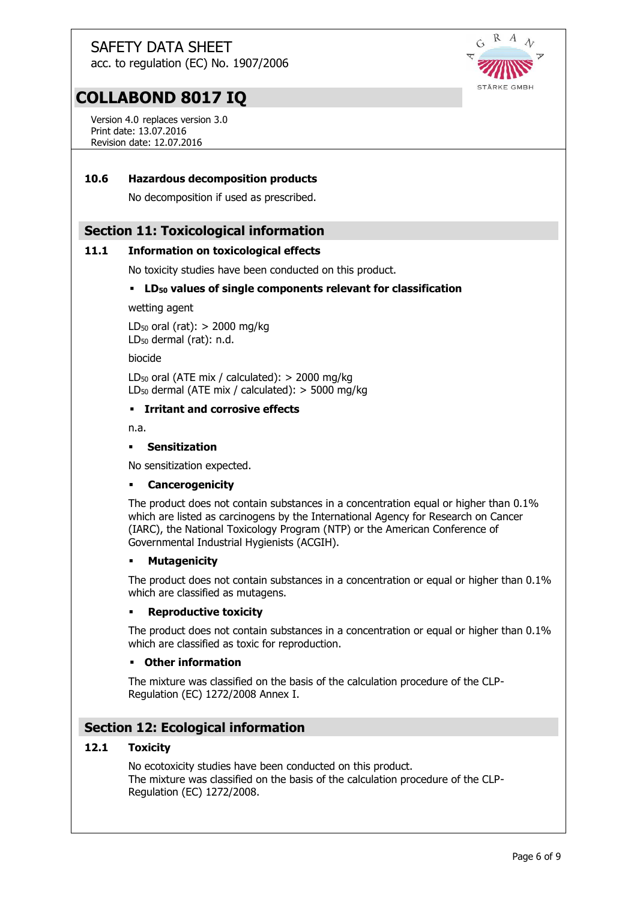### 10.6 Hazardous decomposition products

No decomposition if used as prescribed.

## Section 11: Toxicological information

### 11.1 Information on toxicological effects

No toxicity studies have been conducted on this product.

- **$LD_{50}$ values of single components relevant for classification**

wetting agent

$LD_{50}$ oral (rat): > 2000 mg/kg
$LD_{50}$ dermal (rat): n.d.

biocide

$LD_{50}$ oral (ATE mix / calculated): > 2000 mg/kg
$LD_{50}$ dermal (ATE mix / calculated): > 5000 mg/kg

- **Irritant and corrosive effects**

n.a.

- **Sensitization**

No sensitization expected.

- **Cancerogenicity**

The product does not contain substances in a concentration equal or higher than 0.1% which are listed as carcinogens by the International Agency for Research on Cancer (IARC), the National Toxicology Program (NTP) or the American Conference of Governmental Industrial Hygienists (ACGIH).

- **Mutagenicity**

The product does not contain substances in a concentration or equal or higher than 0.1% which are classified as mutagens.

- **Reproductive toxicity**

The product does not contain substances in a concentration or equal or higher than 0.1% which are classified as toxic for reproduction.

- **Other information**

The mixture was classified on the basis of the calculation procedure of the CLP-Regulation (EC) 1272/2008 Annex I.

## Section 12: Ecological information

### 12.1 Toxicity

No ecotoxicity studies have been conducted on this product.
The mixture was classified on the basis of the calculation procedure of the CLP-Regulation (EC) 1272/2008.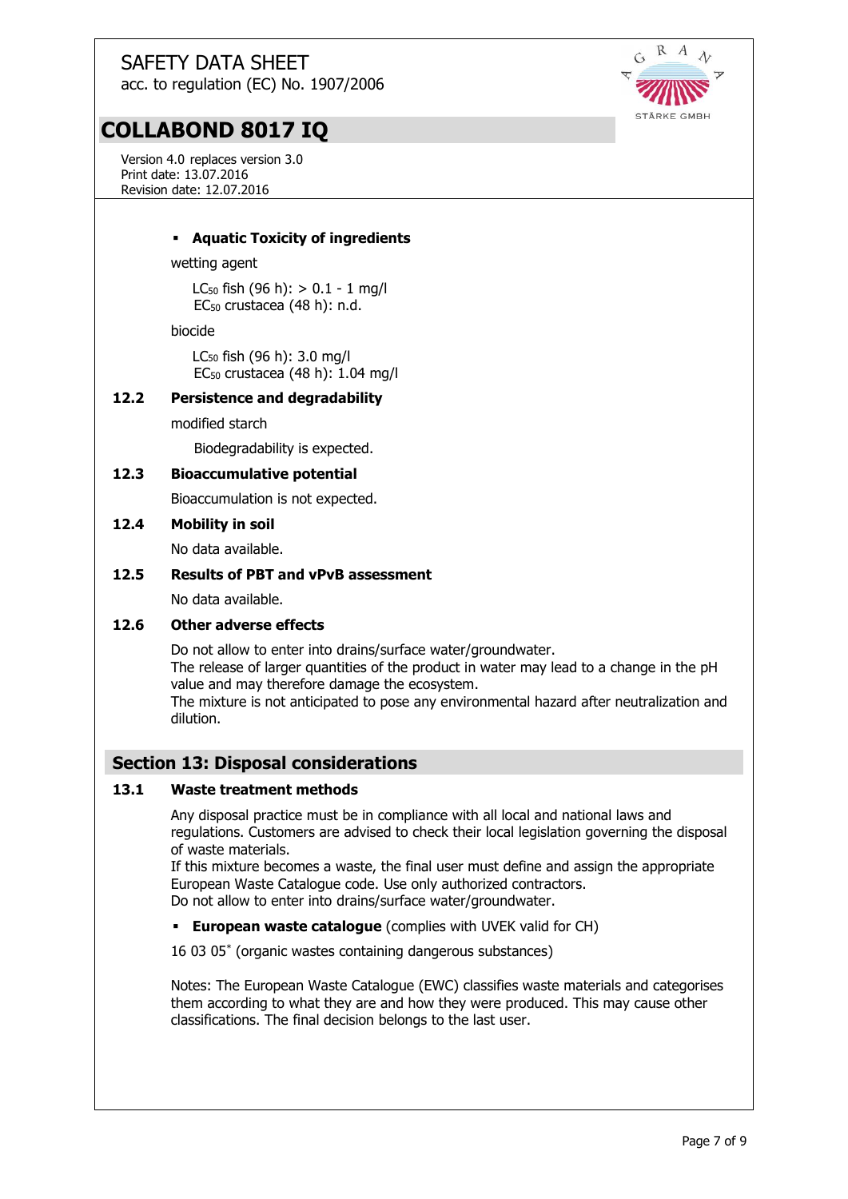- **Aquatic Toxicity of ingredients**

wetting agent

$LC_{50}$ fish (96 h): > 0.1 - 1 mg/l
$EC_{50}$ crustacea (48 h): n.d.

biocide

$LC_{50}$ fish (96 h): 3.0 mg/l
$EC_{50}$ crustacea (48 h): 1.04 mg/l

### 12.2 Persistence and degradability

modified starch

Biodegradability is expected.

### 12.3 Bioaccumulative potential

Bioaccumulation is not expected.

### 12.4 Mobility in soil

No data available.

### 12.5 Results of PBT and vPvB assessment

No data available.

### 12.6 Other adverse effects

Do not allow to enter into drains/surface water/groundwater.
The release of larger quantities of the product in water may lead to a change in the pH value and may therefore damage the ecosystem.
The mixture is not anticipated to pose any environmental hazard after neutralization and dilution.

## Section 13: Disposal considerations

### 13.1 Waste treatment methods

Any disposal practice must be in compliance with all local and national laws and regulations. Customers are advised to check their local legislation governing the disposal of waste materials.
If this mixture becomes a waste, the final user must define and assign the appropriate European Waste Catalogue code. Use only authorized contractors.
Do not allow to enter into drains/surface water/groundwater.

- **European waste catalogue** (complies with UVEK valid for CH)

16 03 05* (organic wastes containing dangerous substances)

Notes: The European Waste Catalogue (EWC) classifies waste materials and categorises them according to what they are and how they were produced. This may cause other classifications. The final decision belongs to the last user.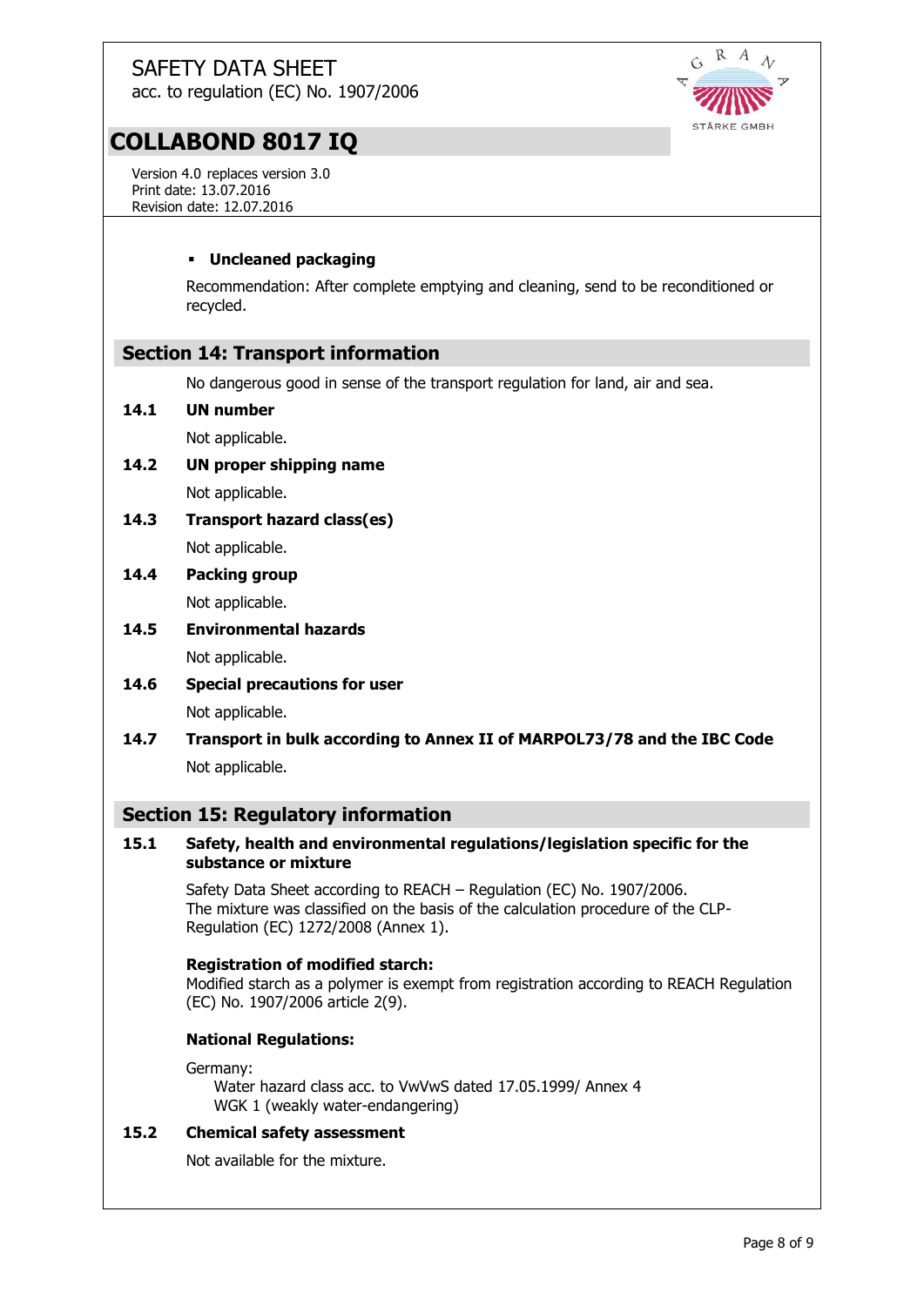- **Uncleaned packaging**

  Recommendation: After complete emptying and cleaning, send to be reconditioned or recycled.

## Section 14: Transport information

No dangerous good in sense of the transport regulation for land, air and sea.

### 14.1 UN number

Not applicable.

### 14.2 UN proper shipping name

Not applicable.

### 14.3 Transport hazard class(es)

Not applicable.

### 14.4 Packing group

Not applicable.

### 14.5 Environmental hazards

Not applicable.

### 14.6 Special precautions for user

Not applicable.

### 14.7 Transport in bulk according to Annex II of MARPOL73/78 and the IBC Code

Not applicable.

## Section 15: Regulatory information

### 15.1 Safety, health and environmental regulations/legislation specific for the substance or mixture

Safety Data Sheet according to REACH – Regulation (EC) No. 1907/2006.
The mixture was classified on the basis of the calculation procedure of the CLP-Regulation (EC) 1272/2008 (Annex 1).

**Registration of modified starch:**
Modified starch as a polymer is exempt from registration according to REACH Regulation (EC) No. 1907/2006 article 2(9).

**National Regulations:**

Germany:
Water hazard class acc. to VwVwS dated 17.05.1999/ Annex 4
WGK 1 (weakly water-endangering)

### 15.2 Chemical safety assessment

Not available for the mixture.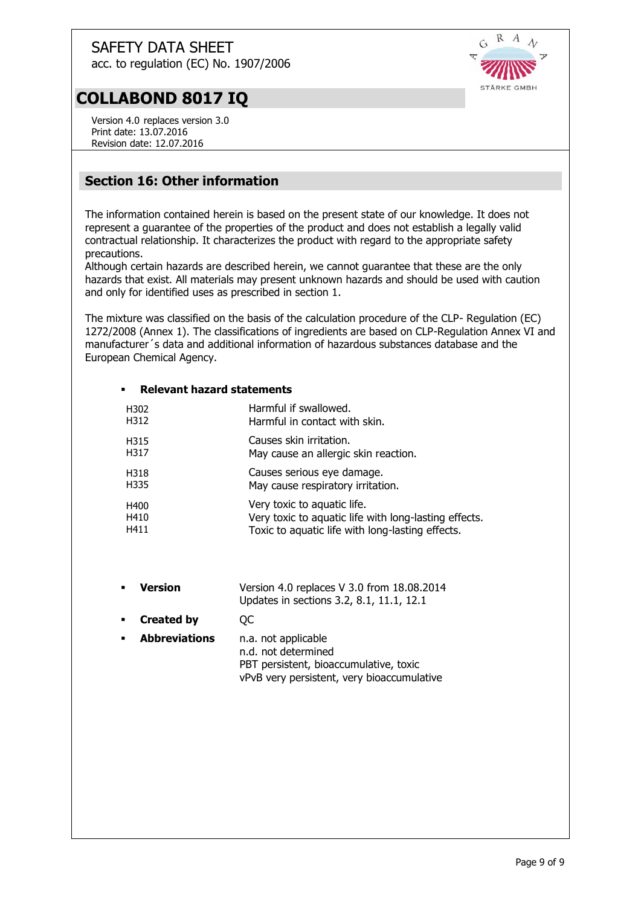## Section 16: Other information

The information contained herein is based on the present state of our knowledge. It does not represent a guarantee of the properties of the product and does not establish a legally valid contractual relationship. It characterizes the product with regard to the appropriate safety precautions.
Although certain hazards are described herein, we cannot guarantee that these are the only hazards that exist. All materials may present unknown hazards and should be used with caution and only for identified uses as prescribed in section 1.

The mixture was classified on the basis of the calculation procedure of the CLP- Regulation (EC) 1272/2008 (Annex 1). The classifications of ingredients are based on CLP-Regulation Annex VI and manufacturer´s data and additional information of hazardous substances database and the European Chemical Agency.

- **Relevant hazard statements**

| | |
|---|---|
| H302 | Harmful if swallowed. |
| H312 | Harmful in contact with skin. |
| H315 | Causes skin irritation. |
| H317 | May cause an allergic skin reaction. |
| H318 | Causes serious eye damage. |
| H335 | May cause respiratory irritation. |
| H400 | Very toxic to aquatic life. |
| H410 | Very toxic to aquatic life with long-lasting effects. |
| H411 | Toxic to aquatic life with long-lasting effects. |

- **Version** Version 4.0 replaces V 3.0 from 18.08.2014
  Updates in sections 3.2, 8.1, 11.1, 12.1
- **Created by** QC
- **Abbreviations** n.a. not applicable
  n.d. not determined
  PBT persistent, bioaccumulative, toxic
  vPvB very persistent, very bioaccumulative